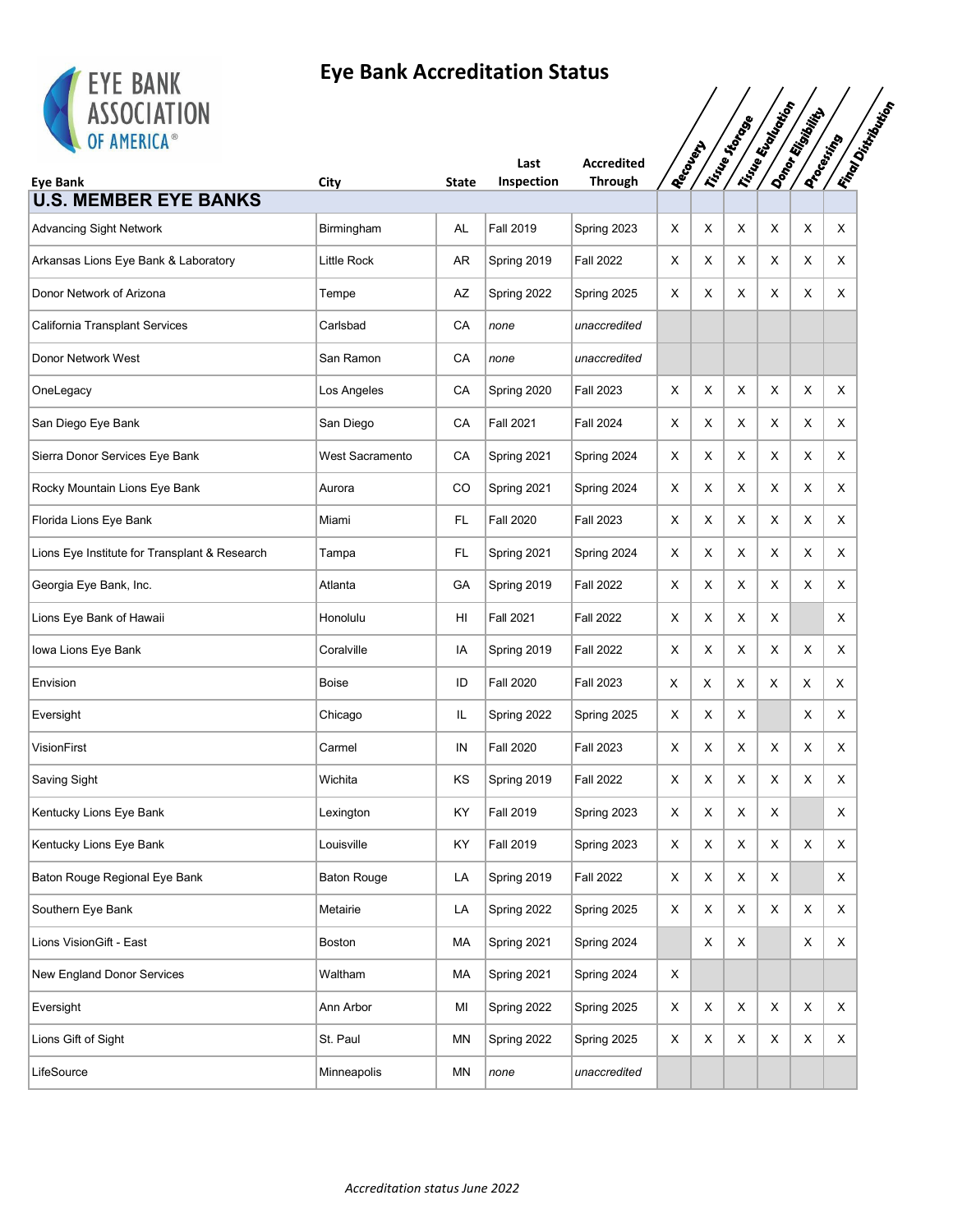# Eye Bank Accreditation Status

| Eye Bank | City | State | Last Inspection | Accredited Through | Recovery | Tissue Storage | Tissue Evaluation | Donor Eligibility | Processing | Final Distribution |
|---|---|---|---|---|---|---|---|---|---|---|
| **U.S. MEMBER EYE BANKS** | | | | | | | | | | |
| Advancing Sight Network | Birmingham | AL | Fall 2019 | Spring 2023 | X | X | X | X | X | X |
| Arkansas Lions Eye Bank & Laboratory | Little Rock | AR | Spring 2019 | Fall 2022 | X | X | X | X | X | X |
| Donor Network of Arizona | Tempe | AZ | Spring 2022 | Spring 2025 | X | X | X | X | X | X |
| California Transplant Services | Carlsbad | CA | *none* | *unaccredited* | | | | | | |
| Donor Network West | San Ramon | CA | *none* | *unaccredited* | | | | | | |
| OneLegacy | Los Angeles | CA | Spring 2020 | Fall 2023 | X | X | X | X | X | X |
| San Diego Eye Bank | San Diego | CA | Fall 2021 | Fall 2024 | X | X | X | X | X | X |
| Sierra Donor Services Eye Bank | West Sacramento | CA | Spring 2021 | Spring 2024 | X | X | X | X | X | X |
| Rocky Mountain Lions Eye Bank | Aurora | CO | Spring 2021 | Spring 2024 | X | X | X | X | X | X |
| Florida Lions Eye Bank | Miami | FL | Fall 2020 | Fall 2023 | X | X | X | X | X | X |
| Lions Eye Institute for Transplant & Research | Tampa | FL | Spring 2021 | Spring 2024 | X | X | X | X | X | X |
| Georgia Eye Bank, Inc. | Atlanta | GA | Spring 2019 | Fall 2022 | X | X | X | X | X | X |
| Lions Eye Bank of Hawaii | Honolulu | HI | Fall 2021 | Fall 2022 | X | X | X | X | | X |
| Iowa Lions Eye Bank | Coralville | IA | Spring 2019 | Fall 2022 | X | X | X | X | X | X |
| Envision | Boise | ID | Fall 2020 | Fall 2023 | X | X | X | X | X | X |
| Eversight | Chicago | IL | Spring 2022 | Spring 2025 | X | X | X | | X | X |
| VisionFirst | Carmel | IN | Fall 2020 | Fall 2023 | X | X | X | X | X | X |
| Saving Sight | Wichita | KS | Spring 2019 | Fall 2022 | X | X | X | X | X | X |
| Kentucky Lions Eye Bank | Lexington | KY | Fall 2019 | Spring 2023 | X | X | X | X | | X |
| Kentucky Lions Eye Bank | Louisville | KY | Fall 2019 | Spring 2023 | X | X | X | X | X | X |
| Baton Rouge Regional Eye Bank | Baton Rouge | LA | Spring 2019 | Fall 2022 | X | X | X | X | | X |
| Southern Eye Bank | Metairie | LA | Spring 2022 | Spring 2025 | X | X | X | X | X | X |
| Lions VisionGift - East | Boston | MA | Spring 2021 | Spring 2024 | | X | X | | X | X |
| New England Donor Services | Waltham | MA | Spring 2021 | Spring 2024 | X | | | | | |
| Eversight | Ann Arbor | MI | Spring 2022 | Spring 2025 | X | X | X | X | X | X |
| Lions Gift of Sight | St. Paul | MN | Spring 2022 | Spring 2025 | X | X | X | X | X | X |
| LifeSource | Minneapolis | MN | *none* | *unaccredited* | | | | | | |

*Accreditation status June 2022*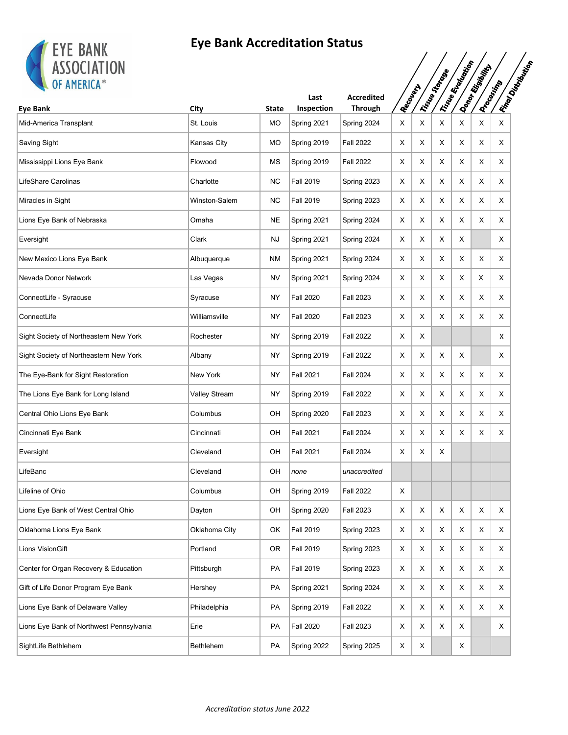# Eye Bank Accreditation Status

| Eye Bank | City | State | Last Inspection | Accredited Through | Recovery | Tissue Storage | Tissue Evaluation | Donor Eligibility | Processing | Final Distribution |
|---|---|---|---|---|---|---|---|---|---|---|
| Mid-America Transplant | St. Louis | MO | Spring 2021 | Spring 2024 | X | X | X | X | X | X |
| Saving Sight | Kansas City | MO | Spring 2019 | Fall 2022 | X | X | X | X | X | X |
| Mississippi Lions Eye Bank | Flowood | MS | Spring 2019 | Fall 2022 | X | X | X | X | X | X |
| LifeShare Carolinas | Charlotte | NC | Fall 2019 | Spring 2023 | X | X | X | X | X | X |
| Miracles in Sight | Winston-Salem | NC | Fall 2019 | Spring 2023 | X | X | X | X | X | X |
| Lions Eye Bank of Nebraska | Omaha | NE | Spring 2021 | Spring 2024 | X | X | X | X | X | X |
| Eversight | Clark | NJ | Spring 2021 | Spring 2024 | X | X | X | X | | X |
| New Mexico Lions Eye Bank | Albuquerque | NM | Spring 2021 | Spring 2024 | X | X | X | X | X | X |
| Nevada Donor Network | Las Vegas | NV | Spring 2021 | Spring 2024 | X | X | X | X | X | X |
| ConnectLife - Syracuse | Syracuse | NY | Fall 2020 | Fall 2023 | X | X | X | X | X | X |
| ConnectLife | Williamsville | NY | Fall 2020 | Fall 2023 | X | X | X | X | X | X |
| Sight Society of Northeastern New York | Rochester | NY | Spring 2019 | Fall 2022 | X | X | | | | X |
| Sight Society of Northeastern New York | Albany | NY | Spring 2019 | Fall 2022 | X | X | X | X | | X |
| The Eye-Bank for Sight Restoration | New York | NY | Fall 2021 | Fall 2024 | X | X | X | X | X | X |
| The Lions Eye Bank for Long Island | Valley Stream | NY | Spring 2019 | Fall 2022 | X | X | X | X | X | X |
| Central Ohio Lions Eye Bank | Columbus | OH | Spring 2020 | Fall 2023 | X | X | X | X | X | X |
| Cincinnati Eye Bank | Cincinnati | OH | Fall 2021 | Fall 2024 | X | X | X | X | X | X |
| Eversight | Cleveland | OH | Fall 2021 | Fall 2024 | X | X | X | | | |
| LifeBanc | Cleveland | OH | *none* | *unaccredited* | | | | | | |
| Lifeline of Ohio | Columbus | OH | Spring 2019 | Fall 2022 | X | | | | | |
| Lions Eye Bank of West Central Ohio | Dayton | OH | Spring 2020 | Fall 2023 | X | X | X | X | X | X |
| Oklahoma Lions Eye Bank | Oklahoma City | OK | Fall 2019 | Spring 2023 | X | X | X | X | X | X |
| Lions VisionGift | Portland | OR | Fall 2019 | Spring 2023 | X | X | X | X | X | X |
| Center for Organ Recovery & Education | Pittsburgh | PA | Fall 2019 | Spring 2023 | X | X | X | X | X | X |
| Gift of Life Donor Program Eye Bank | Hershey | PA | Spring 2021 | Spring 2024 | X | X | X | X | X | X |
| Lions Eye Bank of Delaware Valley | Philadelphia | PA | Spring 2019 | Fall 2022 | X | X | X | X | X | X |
| Lions Eye Bank of Northwest Pennsylvania | Erie | PA | Fall 2020 | Fall 2023 | X | X | X | X | | X |
| SightLife Bethlehem | Bethlehem | PA | Spring 2022 | Spring 2025 | X | X | | X | | |

*Accreditation status June 2022*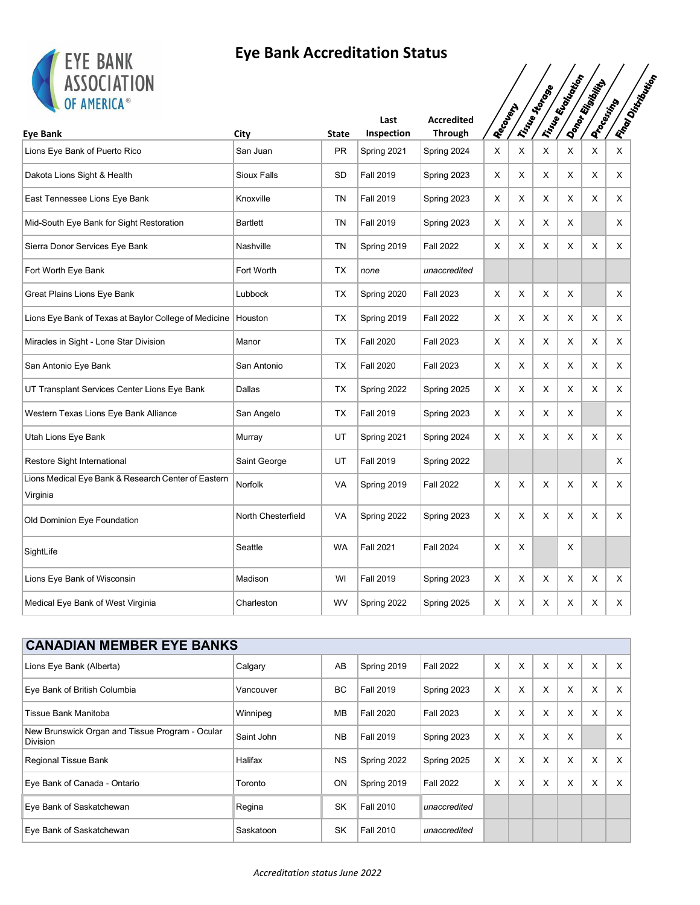# Eye Bank Accreditation Status

| Eye Bank | City | State | Last Inspection | Accredited Through | Recovery | Tissue Storage | Tissue Evaluation | Donor Eligibility | Processing | Final Distribution |
|---|---|---|---|---|---|---|---|---|---|---|
| Lions Eye Bank of Puerto Rico | San Juan | PR | Spring 2021 | Spring 2024 | X | X | X | X | X | X |
| Dakota Lions Sight & Health | Sioux Falls | SD | Fall 2019 | Spring 2023 | X | X | X | X | X | X |
| East Tennessee Lions Eye Bank | Knoxville | TN | Fall 2019 | Spring 2023 | X | X | X | X | X | X |
| Mid-South Eye Bank for Sight Restoration | Bartlett | TN | Fall 2019 | Spring 2023 | X | X | X | X | | X |
| Sierra Donor Services Eye Bank | Nashville | TN | Spring 2019 | Fall 2022 | X | X | X | X | X | X |
| Fort Worth Eye Bank | Fort Worth | TX | *none* | *unaccredited* | | | | | | |
| Great Plains Lions Eye Bank | Lubbock | TX | Spring 2020 | Fall 2023 | X | X | X | X | | X |
| Lions Eye Bank of Texas at Baylor College of Medicine | Houston | TX | Spring 2019 | Fall 2022 | X | X | X | X | X | X |
| Miracles in Sight - Lone Star Division | Manor | TX | Fall 2020 | Fall 2023 | X | X | X | X | X | X |
| San Antonio Eye Bank | San Antonio | TX | Fall 2020 | Fall 2023 | X | X | X | X | X | X |
| UT Transplant Services Center Lions Eye Bank | Dallas | TX | Spring 2022 | Spring 2025 | X | X | X | X | X | X |
| Western Texas Lions Eye Bank Alliance | San Angelo | TX | Fall 2019 | Spring 2023 | X | X | X | X | | X |
| Utah Lions Eye Bank | Murray | UT | Spring 2021 | Spring 2024 | X | X | X | X | X | X |
| Restore Sight International | Saint George | UT | Fall 2019 | Spring 2022 | | | | | | X |
| Lions Medical Eye Bank & Research Center of Eastern Virginia | Norfolk | VA | Spring 2019 | Fall 2022 | X | X | X | X | X | X |
| Old Dominion Eye Foundation | North Chesterfield | VA | Spring 2022 | Spring 2023 | X | X | X | X | X | X |
| SightLife | Seattle | WA | Fall 2021 | Fall 2024 | X | X | | X | | |
| Lions Eye Bank of Wisconsin | Madison | WI | Fall 2019 | Spring 2023 | X | X | X | X | X | X |
| Medical Eye Bank of West Virginia | Charleston | WV | Spring 2022 | Spring 2025 | X | X | X | X | X | X |

## CANADIAN MEMBER EYE BANKS

| Eye Bank | City | State | Last Inspection | Accredited Through | Recovery | Tissue Storage | Tissue Evaluation | Donor Eligibility | Processing | Final Distribution |
|---|---|---|---|---|---|---|---|---|---|---|
| Lions Eye Bank (Alberta) | Calgary | AB | Spring 2019 | Fall 2022 | X | X | X | X | X | X |
| Eye Bank of British Columbia | Vancouver | BC | Fall 2019 | Spring 2023 | X | X | X | X | X | X |
| Tissue Bank Manitoba | Winnipeg | MB | Fall 2020 | Fall 2023 | X | X | X | X | X | X |
| New Brunswick Organ and Tissue Program - Ocular Division | Saint John | NB | Fall 2019 | Spring 2023 | X | X | X | X | | X |
| Regional Tissue Bank | Halifax | NS | Spring 2022 | Spring 2025 | X | X | X | X | X | X |
| Eye Bank of Canada - Ontario | Toronto | ON | Spring 2019 | Fall 2022 | X | X | X | X | X | X |
| Eye Bank of Saskatchewan | Regina | SK | Fall 2010 | *unaccredited* | | | | | | |
| Eye Bank of Saskatchewan | Saskatoon | SK | Fall 2010 | *unaccredited* | | | | | | |

*Accreditation status June 2022*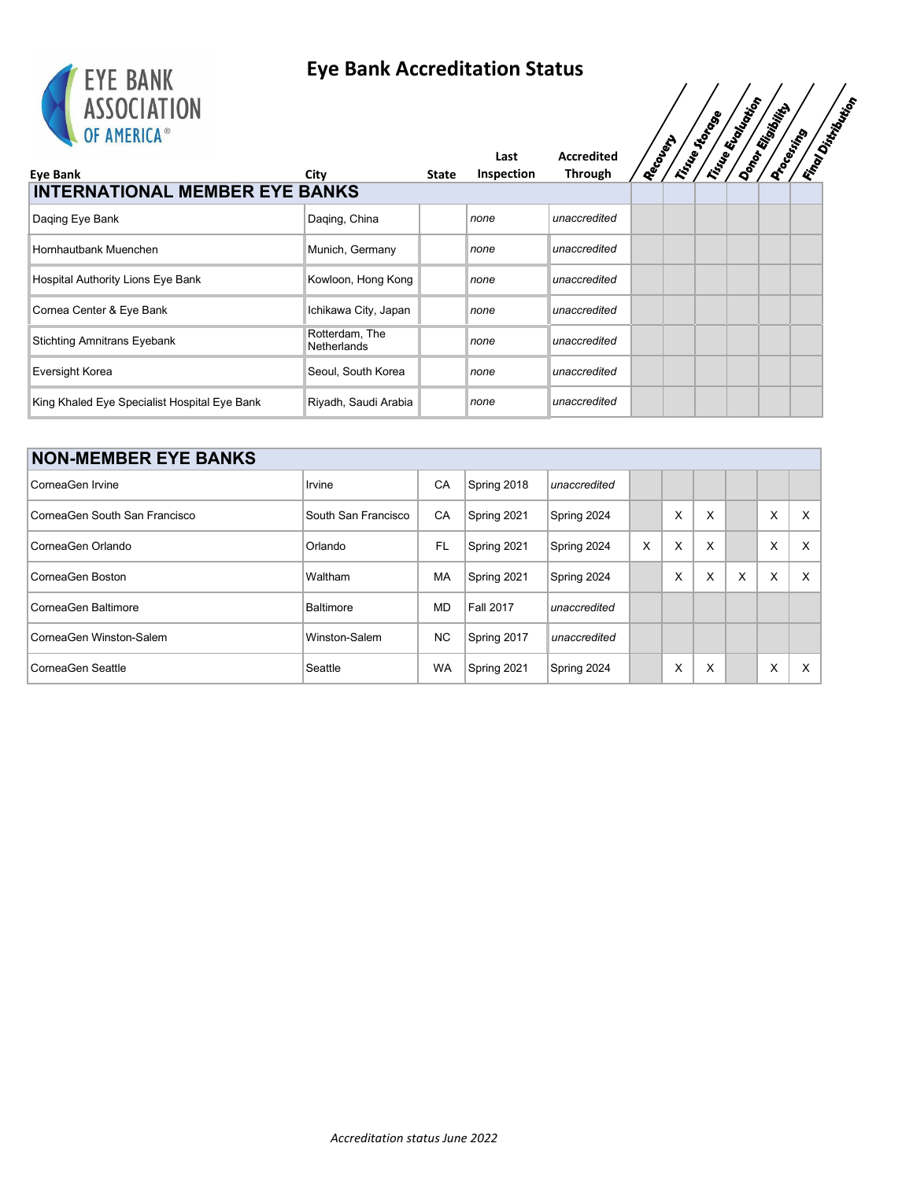# Eye Bank Accreditation Status

| Eye Bank | City | State | Last Inspection | Accredited Through | Recovery | Tissue Storage | Tissue Evaluation | Donor Eligibility | Processing | Final Distribution |
|---|---|---|---|---|---|---|---|---|---|---|
| **INTERNATIONAL MEMBER EYE BANKS** | | | | | | | | | | |
| Daqing Eye Bank | Daqing, China | | *none* | *unaccredited* | | | | | | |
| Hornhautbank Muenchen | Munich, Germany | | *none* | *unaccredited* | | | | | | |
| Hospital Authority Lions Eye Bank | Kowloon, Hong Kong | | *none* | *unaccredited* | | | | | | |
| Cornea Center & Eye Bank | Ichikawa City, Japan | | *none* | *unaccredited* | | | | | | |
| Stichting Amnitrans Eyebank | Rotterdam, The Netherlands | | *none* | *unaccredited* | | | | | | |
| Eversight Korea | Seoul, South Korea | | *none* | *unaccredited* | | | | | | |
| King Khaled Eye Specialist Hospital Eye Bank | Riyadh, Saudi Arabia | | *none* | *unaccredited* | | | | | | |

| Eye Bank | City | State | Last Inspection | Accredited Through | Recovery | Tissue Storage | Tissue Evaluation | Donor Eligibility | Processing | Final Distribution |
|---|---|---|---|---|---|---|---|---|---|---|
| **NON-MEMBER EYE BANKS** | | | | | | | | | | |
| CorneaGen Irvine | Irvine | CA | Spring 2018 | *unaccredited* | | | | | | |
| CorneaGen South San Francisco | South San Francisco | CA | Spring 2021 | Spring 2024 | | X | X | | X | X |
| CorneaGen Orlando | Orlando | FL | Spring 2021 | Spring 2024 | X | X | X | | X | X |
| CorneaGen Boston | Waltham | MA | Spring 2021 | Spring 2024 | | X | X | X | X | X |
| CorneaGen Baltimore | Baltimore | MD | Fall 2017 | *unaccredited* | | | | | | |
| CorneaGen Winston-Salem | Winston-Salem | NC | Spring 2017 | *unaccredited* | | | | | | |
| CorneaGen Seattle | Seattle | WA | Spring 2021 | Spring 2024 | | X | X | | X | X |

*Accreditation status June 2022*